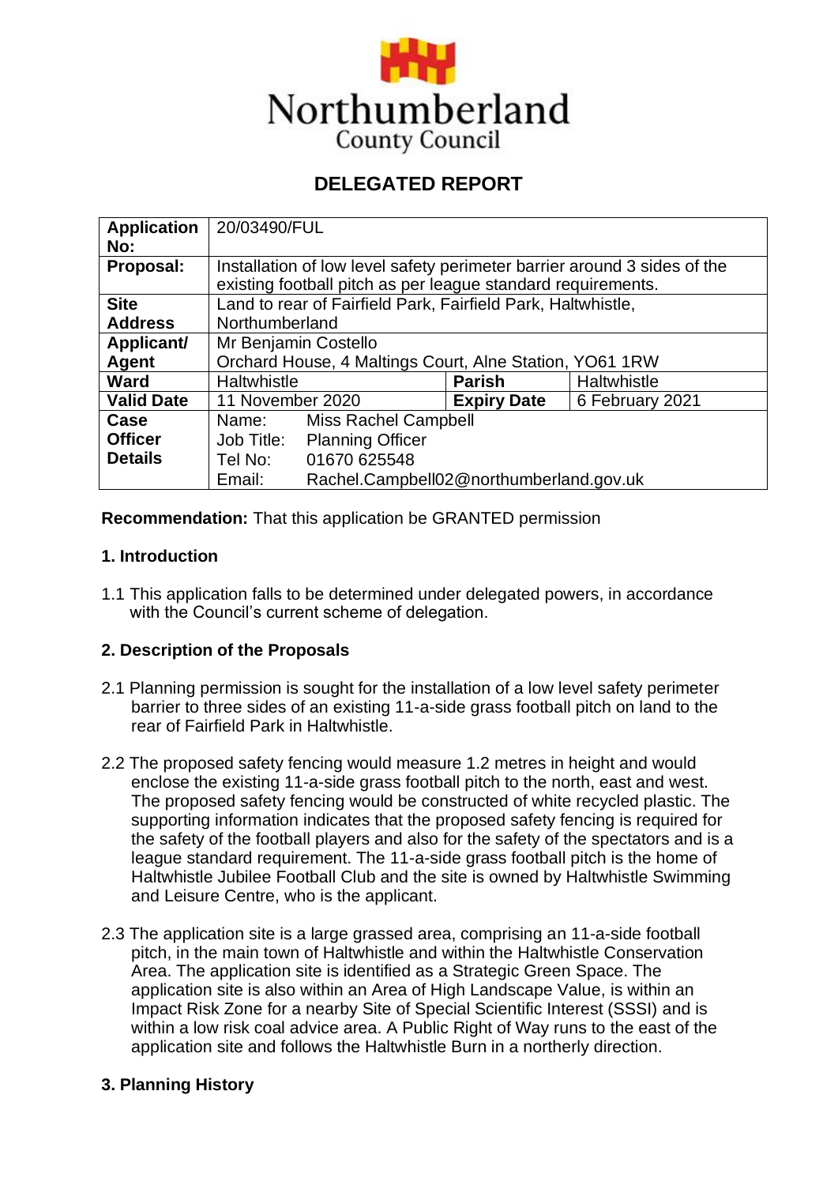Northumberland
County Council

# DELEGATED REPORT

| | | | |
|---|---|---|---|
| **Application No:** | 20/03490/FUL | | |
| **Proposal:** | Installation of low level safety perimeter barrier around 3 sides of the existing football pitch as per league standard requirements. | | |
| **Site Address** | Land to rear of Fairfield Park, Fairfield Park, Haltwhistle, Northumberland | | |
| **Applicant/ Agent** | Mr Benjamin Costello<br>Orchard House, 4 Maltings Court, Alne Station, YO61 1RW | | |
| **Ward** | Haltwhistle | **Parish** | Haltwhistle |
| **Valid Date** | 11 November 2020 | **Expiry Date** | 6 February 2021 |
| **Case Officer Details** | Name: Miss Rachel Campbell<br>Job Title: Planning Officer<br>Tel No: 01670 625548<br>Email: Rachel.Campbell02@northumberland.gov.uk | | |

**Recommendation:** That this application be GRANTED permission

## 1. Introduction

1.1 This application falls to be determined under delegated powers, in accordance with the Council's current scheme of delegation.

## 2. Description of the Proposals

2.1 Planning permission is sought for the installation of a low level safety perimeter barrier to three sides of an existing 11-a-side grass football pitch on land to the rear of Fairfield Park in Haltwhistle.

2.2 The proposed safety fencing would measure 1.2 metres in height and would enclose the existing 11-a-side grass football pitch to the north, east and west. The proposed safety fencing would be constructed of white recycled plastic. The supporting information indicates that the proposed safety fencing is required for the safety of the football players and also for the safety of the spectators and is a league standard requirement. The 11-a-side grass football pitch is the home of Haltwhistle Jubilee Football Club and the site is owned by Haltwhistle Swimming and Leisure Centre, who is the applicant.

2.3 The application site is a large grassed area, comprising an 11-a-side football pitch, in the main town of Haltwhistle and within the Haltwhistle Conservation Area. The application site is identified as a Strategic Green Space. The application site is also within an Area of High Landscape Value, is within an Impact Risk Zone for a nearby Site of Special Scientific Interest (SSSI) and is within a low risk coal advice area. A Public Right of Way runs to the east of the application site and follows the Haltwhistle Burn in a northerly direction.

## 3. Planning History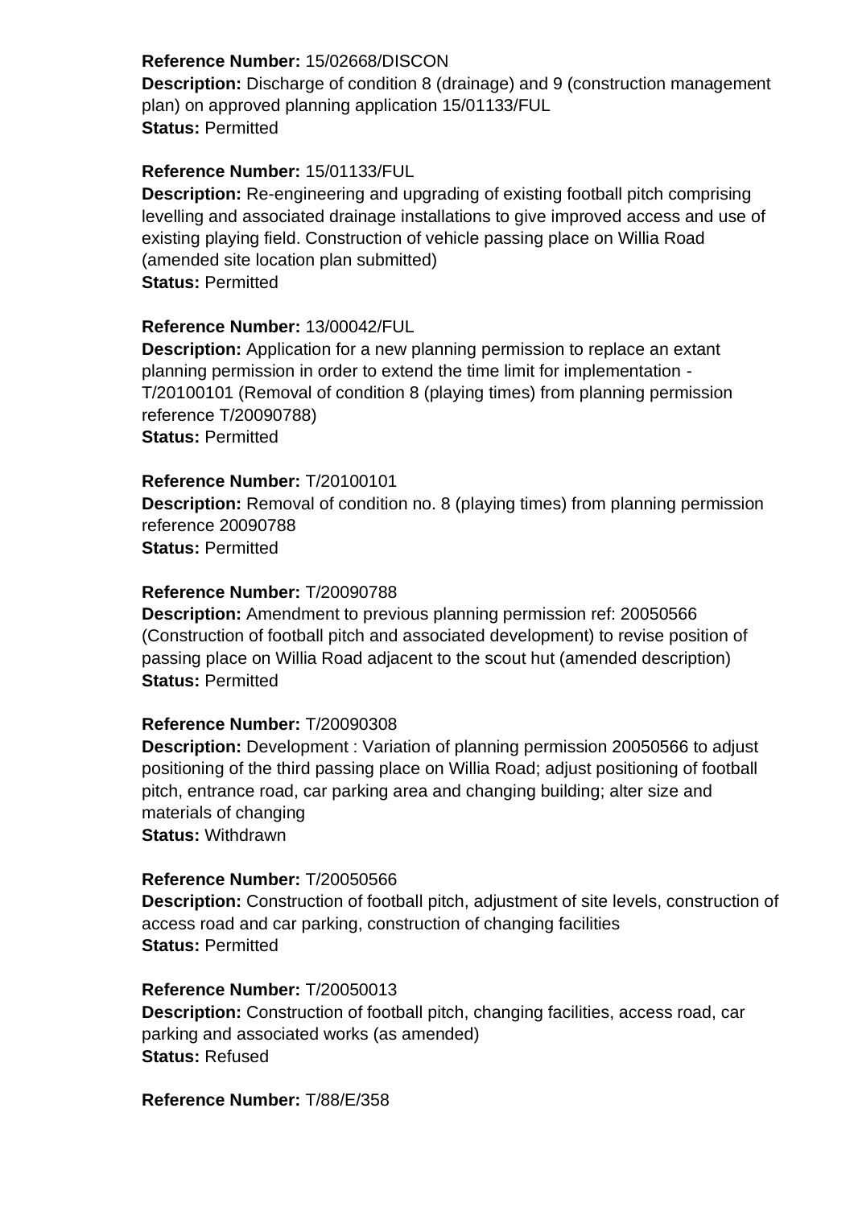**Reference Number:** 15/02668/DISCON
**Description:** Discharge of condition 8 (drainage) and 9 (construction management plan) on approved planning application 15/01133/FUL
**Status:** Permitted

**Reference Number:** 15/01133/FUL
**Description:** Re-engineering and upgrading of existing football pitch comprising levelling and associated drainage installations to give improved access and use of existing playing field. Construction of vehicle passing place on Willia Road (amended site location plan submitted)
**Status:** Permitted

**Reference Number:** 13/00042/FUL
**Description:** Application for a new planning permission to replace an extant planning permission in order to extend the time limit for implementation - T/20100101 (Removal of condition 8 (playing times) from planning permission reference T/20090788)
**Status:** Permitted

**Reference Number:** T/20100101
**Description:** Removal of condition no. 8 (playing times) from planning permission reference 20090788
**Status:** Permitted

**Reference Number:** T/20090788
**Description:** Amendment to previous planning permission ref: 20050566 (Construction of football pitch and associated development) to revise position of passing place on Willia Road adjacent to the scout hut (amended description)
**Status:** Permitted

**Reference Number:** T/20090308
**Description:** Development : Variation of planning permission 20050566 to adjust positioning of the third passing place on Willia Road; adjust positioning of football pitch, entrance road, car parking area and changing building; alter size and materials of changing
**Status:** Withdrawn

**Reference Number:** T/20050566
**Description:** Construction of football pitch, adjustment of site levels, construction of access road and car parking, construction of changing facilities
**Status:** Permitted

**Reference Number:** T/20050013
**Description:** Construction of football pitch, changing facilities, access road, car parking and associated works (as amended)
**Status:** Refused

**Reference Number:** T/88/E/358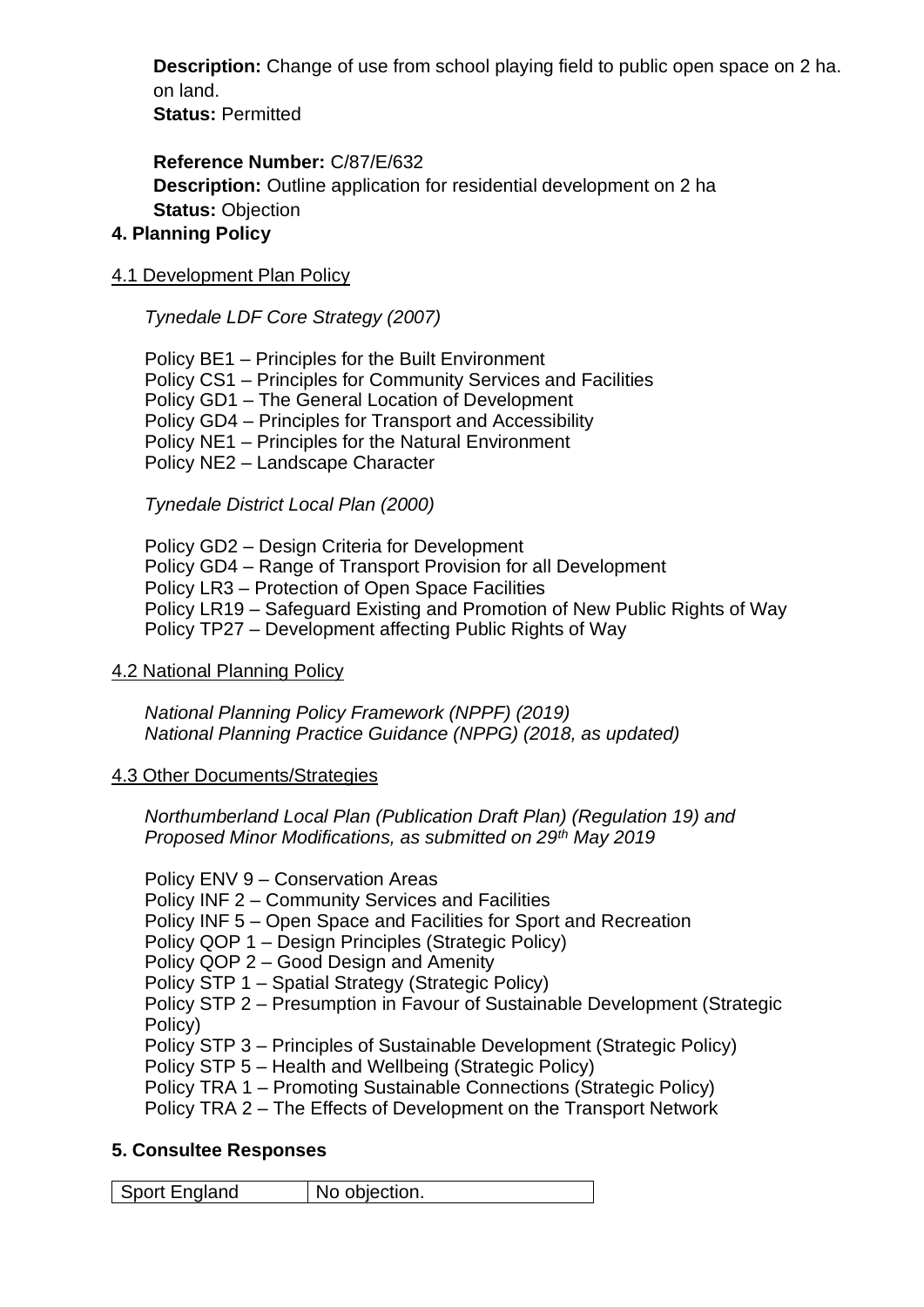**Description:** Change of use from school playing field to public open space on 2 ha. on land.
**Status:** Permitted

**Reference Number:** C/87/E/632
**Description:** Outline application for residential development on 2 ha
**Status:** Objection

## 4. Planning Policy

4.1 Development Plan Policy

*Tynedale LDF Core Strategy (2007)*

Policy BE1 – Principles for the Built Environment
Policy CS1 – Principles for Community Services and Facilities
Policy GD1 – The General Location of Development
Policy GD4 – Principles for Transport and Accessibility
Policy NE1 – Principles for the Natural Environment
Policy NE2 – Landscape Character

*Tynedale District Local Plan (2000)*

Policy GD2 – Design Criteria for Development
Policy GD4 – Range of Transport Provision for all Development
Policy LR3 – Protection of Open Space Facilities
Policy LR19 – Safeguard Existing and Promotion of New Public Rights of Way
Policy TP27 – Development affecting Public Rights of Way

4.2 National Planning Policy

*National Planning Policy Framework (NPPF) (2019)*
*National Planning Practice Guidance (NPPG) (2018, as updated)*

4.3 Other Documents/Strategies

*Northumberland Local Plan (Publication Draft Plan) (Regulation 19) and Proposed Minor Modifications, as submitted on 29th May 2019*

Policy ENV 9 – Conservation Areas
Policy INF 2 – Community Services and Facilities
Policy INF 5 – Open Space and Facilities for Sport and Recreation
Policy QOP 1 – Design Principles (Strategic Policy)
Policy QOP 2 – Good Design and Amenity
Policy STP 1 – Spatial Strategy (Strategic Policy)
Policy STP 2 – Presumption in Favour of Sustainable Development (Strategic Policy)
Policy STP 3 – Principles of Sustainable Development (Strategic Policy)
Policy STP 5 – Health and Wellbeing (Strategic Policy)
Policy TRA 1 – Promoting Sustainable Connections (Strategic Policy)
Policy TRA 2 – The Effects of Development on the Transport Network

## 5. Consultee Responses

| Sport England | No objection. |
|---|---|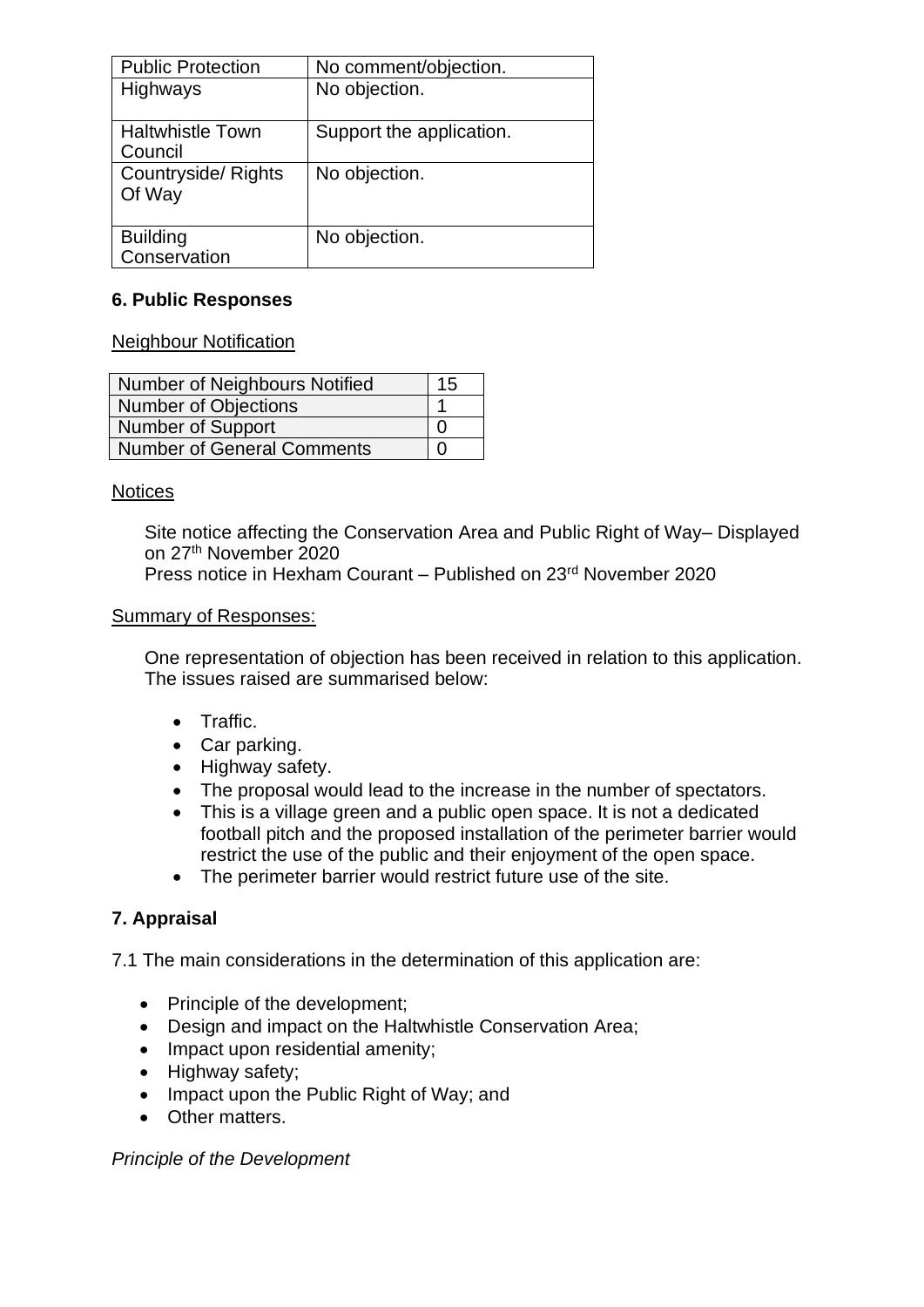| Public Protection | No comment/objection. |
|---|---|
| Highways | No objection. |
| Haltwhistle Town Council | Support the application. |
| Countryside/ Rights Of Way | No objection. |
| Building Conservation | No objection. |

## 6. Public Responses

Neighbour Notification

| Number of Neighbours Notified | 15 |
|---|---|
| Number of Objections | 1 |
| Number of Support | 0 |
| Number of General Comments | 0 |

Notices

Site notice affecting the Conservation Area and Public Right of Way– Displayed on 27th November 2020
Press notice in Hexham Courant – Published on 23rd November 2020

Summary of Responses:

One representation of objection has been received in relation to this application. The issues raised are summarised below:

- Traffic.
- Car parking.
- Highway safety.
- The proposal would lead to the increase in the number of spectators.
- This is a village green and a public open space. It is not a dedicated football pitch and the proposed installation of the perimeter barrier would restrict the use of the public and their enjoyment of the open space.
- The perimeter barrier would restrict future use of the site.

## 7. Appraisal

7.1 The main considerations in the determination of this application are:

- Principle of the development;
- Design and impact on the Haltwhistle Conservation Area;
- Impact upon residential amenity;
- Highway safety;
- Impact upon the Public Right of Way; and
- Other matters.

*Principle of the Development*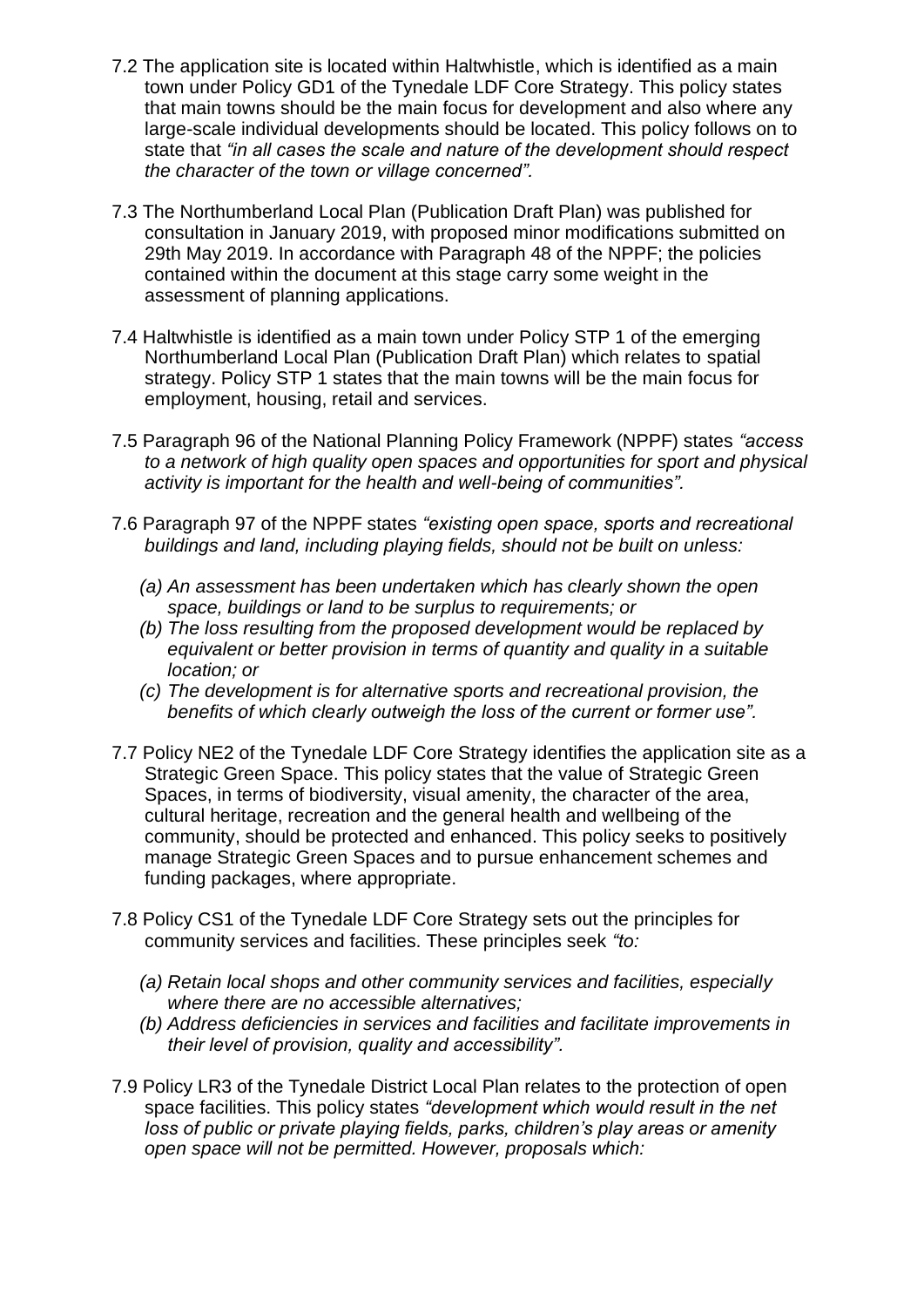7.2 The application site is located within Haltwhistle, which is identified as a main town under Policy GD1 of the Tynedale LDF Core Strategy. This policy states that main towns should be the main focus for development and also where any large-scale individual developments should be located. This policy follows on to state that *"in all cases the scale and nature of the development should respect the character of the town or village concerned".*

7.3 The Northumberland Local Plan (Publication Draft Plan) was published for consultation in January 2019, with proposed minor modifications submitted on 29th May 2019. In accordance with Paragraph 48 of the NPPF; the policies contained within the document at this stage carry some weight in the assessment of planning applications.

7.4 Haltwhistle is identified as a main town under Policy STP 1 of the emerging Northumberland Local Plan (Publication Draft Plan) which relates to spatial strategy. Policy STP 1 states that the main towns will be the main focus for employment, housing, retail and services.

7.5 Paragraph 96 of the National Planning Policy Framework (NPPF) states *"access to a network of high quality open spaces and opportunities for sport and physical activity is important for the health and well-being of communities".*

7.6 Paragraph 97 of the NPPF states *"existing open space, sports and recreational buildings and land, including playing fields, should not be built on unless:*

*(a) An assessment has been undertaken which has clearly shown the open space, buildings or land to be surplus to requirements; or*
*(b) The loss resulting from the proposed development would be replaced by equivalent or better provision in terms of quantity and quality in a suitable location; or*
*(c) The development is for alternative sports and recreational provision, the benefits of which clearly outweigh the loss of the current or former use".*

7.7 Policy NE2 of the Tynedale LDF Core Strategy identifies the application site as a Strategic Green Space. This policy states that the value of Strategic Green Spaces, in terms of biodiversity, visual amenity, the character of the area, cultural heritage, recreation and the general health and wellbeing of the community, should be protected and enhanced. This policy seeks to positively manage Strategic Green Spaces and to pursue enhancement schemes and funding packages, where appropriate.

7.8 Policy CS1 of the Tynedale LDF Core Strategy sets out the principles for community services and facilities. These principles seek *"to:*

*(a) Retain local shops and other community services and facilities, especially where there are no accessible alternatives;*
*(b) Address deficiencies in services and facilities and facilitate improvements in their level of provision, quality and accessibility".*

7.9 Policy LR3 of the Tynedale District Local Plan relates to the protection of open space facilities. This policy states *"development which would result in the net loss of public or private playing fields, parks, children's play areas or amenity open space will not be permitted. However, proposals which:*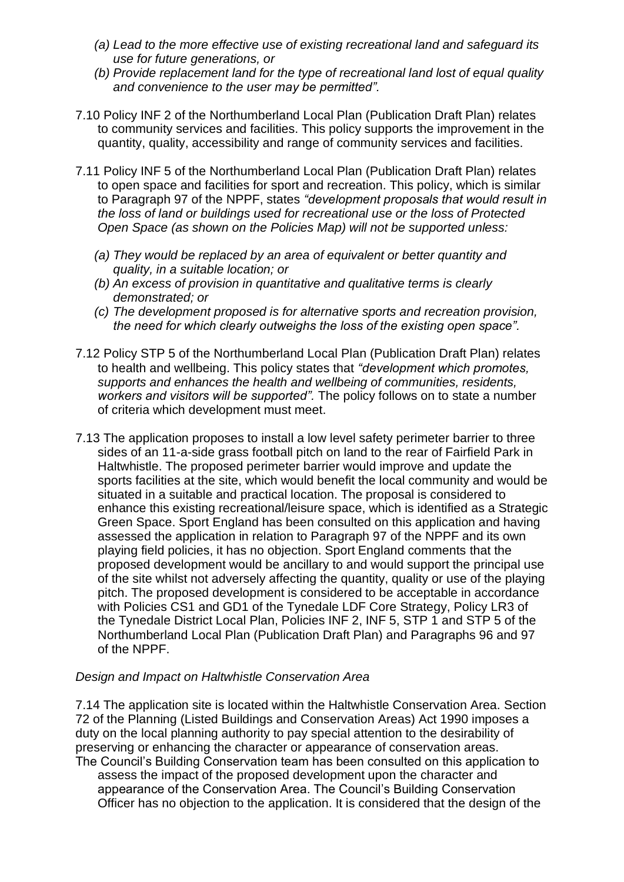*(a) Lead to the more effective use of existing recreational land and safeguard its use for future generations, or*

*(b) Provide replacement land for the type of recreational land lost of equal quality and convenience to the user may be permitted".*

7.10 Policy INF 2 of the Northumberland Local Plan (Publication Draft Plan) relates to community services and facilities. This policy supports the improvement in the quantity, quality, accessibility and range of community services and facilities.

7.11 Policy INF 5 of the Northumberland Local Plan (Publication Draft Plan) relates to open space and facilities for sport and recreation. This policy, which is similar to Paragraph 97 of the NPPF, states *"development proposals that would result in the loss of land or buildings used for recreational use or the loss of Protected Open Space (as shown on the Policies Map) will not be supported unless:*

*(a) They would be replaced by an area of equivalent or better quantity and quality, in a suitable location; or*

*(b) An excess of provision in quantitative and qualitative terms is clearly demonstrated; or*

*(c) The development proposed is for alternative sports and recreation provision, the need for which clearly outweighs the loss of the existing open space".*

7.12 Policy STP 5 of the Northumberland Local Plan (Publication Draft Plan) relates to health and wellbeing. This policy states that *"development which promotes, supports and enhances the health and wellbeing of communities, residents, workers and visitors will be supported".* The policy follows on to state a number of criteria which development must meet.

7.13 The application proposes to install a low level safety perimeter barrier to three sides of an 11-a-side grass football pitch on land to the rear of Fairfield Park in Haltwhistle. The proposed perimeter barrier would improve and update the sports facilities at the site, which would benefit the local community and would be situated in a suitable and practical location. The proposal is considered to enhance this existing recreational/leisure space, which is identified as a Strategic Green Space. Sport England has been consulted on this application and having assessed the application in relation to Paragraph 97 of the NPPF and its own playing field policies, it has no objection. Sport England comments that the proposed development would be ancillary to and would support the principal use of the site whilst not adversely affecting the quantity, quality or use of the playing pitch. The proposed development is considered to be acceptable in accordance with Policies CS1 and GD1 of the Tynedale LDF Core Strategy, Policy LR3 of the Tynedale District Local Plan, Policies INF 2, INF 5, STP 1 and STP 5 of the Northumberland Local Plan (Publication Draft Plan) and Paragraphs 96 and 97 of the NPPF.

*Design and Impact on Haltwhistle Conservation Area*

7.14 The application site is located within the Haltwhistle Conservation Area. Section 72 of the Planning (Listed Buildings and Conservation Areas) Act 1990 imposes a duty on the local planning authority to pay special attention to the desirability of preserving or enhancing the character or appearance of conservation areas. The Council's Building Conservation team has been consulted on this application to assess the impact of the proposed development upon the character and appearance of the Conservation Area. The Council's Building Conservation Officer has no objection to the application. It is considered that the design of the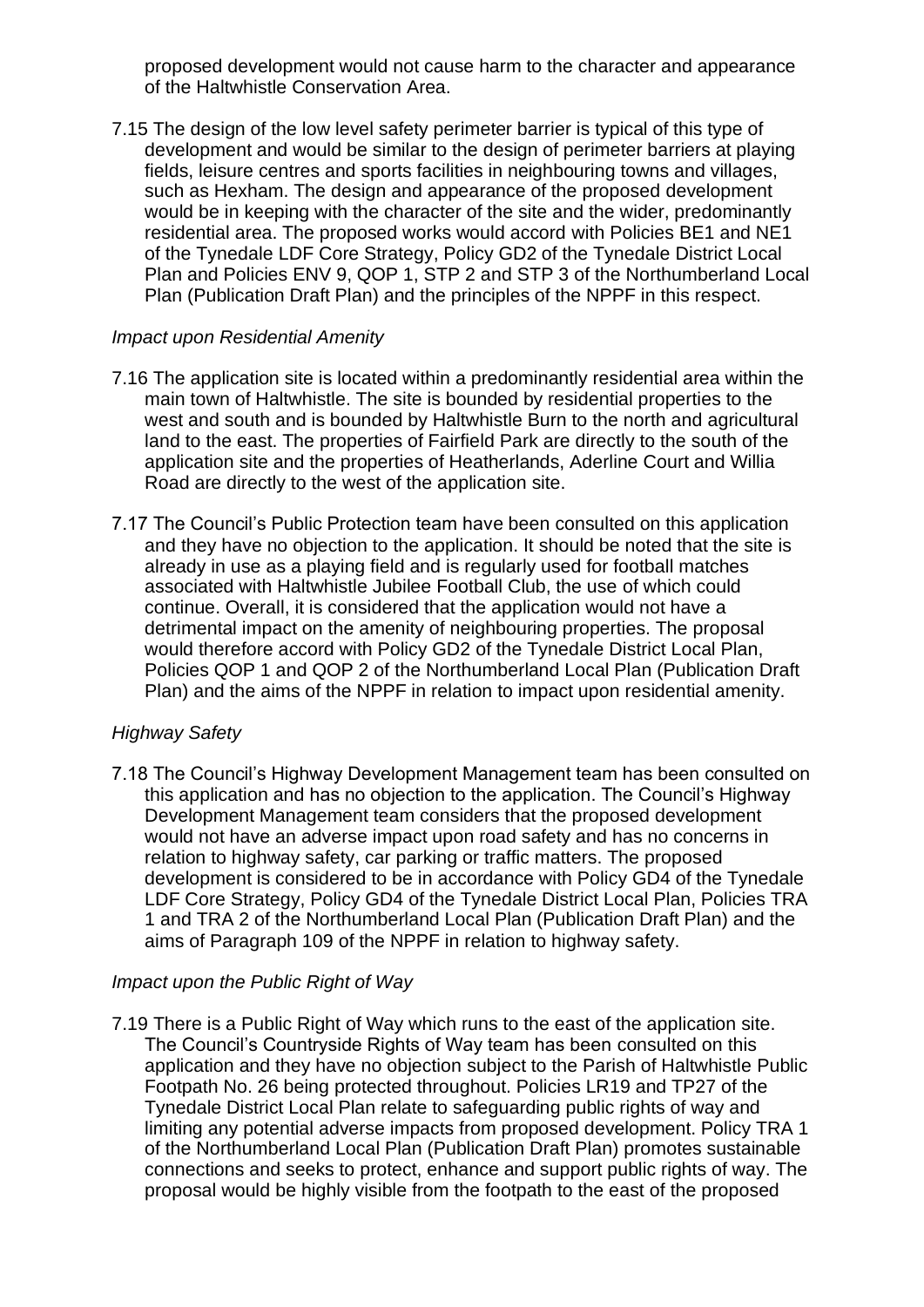proposed development would not cause harm to the character and appearance of the Haltwhistle Conservation Area.

7.15 The design of the low level safety perimeter barrier is typical of this type of development and would be similar to the design of perimeter barriers at playing fields, leisure centres and sports facilities in neighbouring towns and villages, such as Hexham. The design and appearance of the proposed development would be in keeping with the character of the site and the wider, predominantly residential area. The proposed works would accord with Policies BE1 and NE1 of the Tynedale LDF Core Strategy, Policy GD2 of the Tynedale District Local Plan and Policies ENV 9, QOP 1, STP 2 and STP 3 of the Northumberland Local Plan (Publication Draft Plan) and the principles of the NPPF in this respect.

*Impact upon Residential Amenity*

7.16 The application site is located within a predominantly residential area within the main town of Haltwhistle. The site is bounded by residential properties to the west and south and is bounded by Haltwhistle Burn to the north and agricultural land to the east. The properties of Fairfield Park are directly to the south of the application site and the properties of Heatherlands, Aderline Court and Willia Road are directly to the west of the application site.

7.17 The Council's Public Protection team have been consulted on this application and they have no objection to the application. It should be noted that the site is already in use as a playing field and is regularly used for football matches associated with Haltwhistle Jubilee Football Club, the use of which could continue. Overall, it is considered that the application would not have a detrimental impact on the amenity of neighbouring properties. The proposal would therefore accord with Policy GD2 of the Tynedale District Local Plan, Policies QOP 1 and QOP 2 of the Northumberland Local Plan (Publication Draft Plan) and the aims of the NPPF in relation to impact upon residential amenity.

*Highway Safety*

7.18 The Council's Highway Development Management team has been consulted on this application and has no objection to the application. The Council's Highway Development Management team considers that the proposed development would not have an adverse impact upon road safety and has no concerns in relation to highway safety, car parking or traffic matters. The proposed development is considered to be in accordance with Policy GD4 of the Tynedale LDF Core Strategy, Policy GD4 of the Tynedale District Local Plan, Policies TRA 1 and TRA 2 of the Northumberland Local Plan (Publication Draft Plan) and the aims of Paragraph 109 of the NPPF in relation to highway safety.

*Impact upon the Public Right of Way*

7.19 There is a Public Right of Way which runs to the east of the application site. The Council's Countryside Rights of Way team has been consulted on this application and they have no objection subject to the Parish of Haltwhistle Public Footpath No. 26 being protected throughout. Policies LR19 and TP27 of the Tynedale District Local Plan relate to safeguarding public rights of way and limiting any potential adverse impacts from proposed development. Policy TRA 1 of the Northumberland Local Plan (Publication Draft Plan) promotes sustainable connections and seeks to protect, enhance and support public rights of way. The proposal would be highly visible from the footpath to the east of the proposed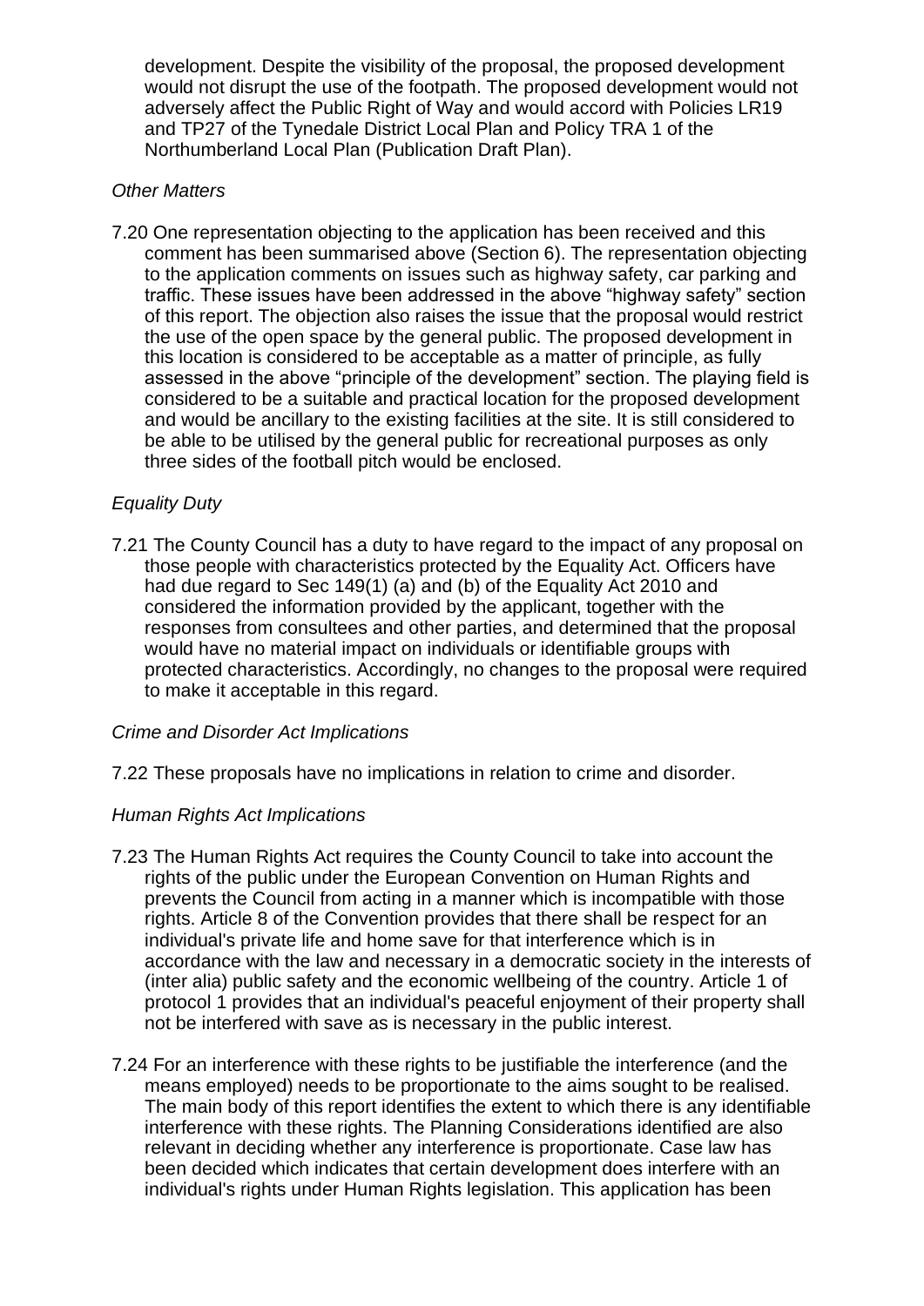development. Despite the visibility of the proposal, the proposed development would not disrupt the use of the footpath. The proposed development would not adversely affect the Public Right of Way and would accord with Policies LR19 and TP27 of the Tynedale District Local Plan and Policy TRA 1 of the Northumberland Local Plan (Publication Draft Plan).

*Other Matters*

7.20 One representation objecting to the application has been received and this comment has been summarised above (Section 6). The representation objecting to the application comments on issues such as highway safety, car parking and traffic. These issues have been addressed in the above "highway safety" section of this report. The objection also raises the issue that the proposal would restrict the use of the open space by the general public. The proposed development in this location is considered to be acceptable as a matter of principle, as fully assessed in the above "principle of the development" section. The playing field is considered to be a suitable and practical location for the proposed development and would be ancillary to the existing facilities at the site. It is still considered to be able to be utilised by the general public for recreational purposes as only three sides of the football pitch would be enclosed.

*Equality Duty*

7.21 The County Council has a duty to have regard to the impact of any proposal on those people with characteristics protected by the Equality Act. Officers have had due regard to Sec 149(1) (a) and (b) of the Equality Act 2010 and considered the information provided by the applicant, together with the responses from consultees and other parties, and determined that the proposal would have no material impact on individuals or identifiable groups with protected characteristics. Accordingly, no changes to the proposal were required to make it acceptable in this regard.

*Crime and Disorder Act Implications*

7.22 These proposals have no implications in relation to crime and disorder.

*Human Rights Act Implications*

7.23 The Human Rights Act requires the County Council to take into account the rights of the public under the European Convention on Human Rights and prevents the Council from acting in a manner which is incompatible with those rights. Article 8 of the Convention provides that there shall be respect for an individual's private life and home save for that interference which is in accordance with the law and necessary in a democratic society in the interests of (inter alia) public safety and the economic wellbeing of the country. Article 1 of protocol 1 provides that an individual's peaceful enjoyment of their property shall not be interfered with save as is necessary in the public interest.

7.24 For an interference with these rights to be justifiable the interference (and the means employed) needs to be proportionate to the aims sought to be realised. The main body of this report identifies the extent to which there is any identifiable interference with these rights. The Planning Considerations identified are also relevant in deciding whether any interference is proportionate. Case law has been decided which indicates that certain development does interfere with an individual's rights under Human Rights legislation. This application has been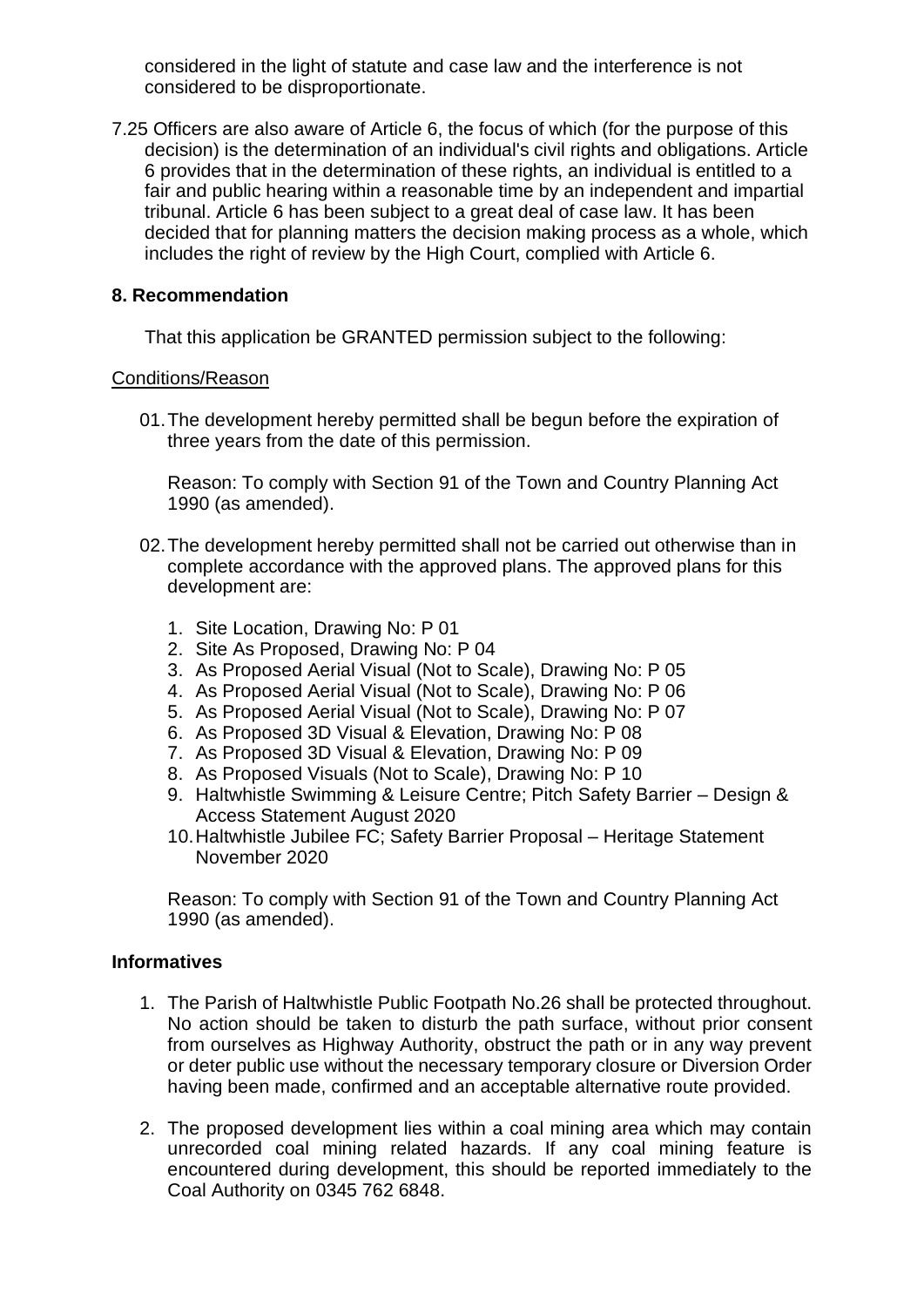considered in the light of statute and case law and the interference is not considered to be disproportionate.

7.25 Officers are also aware of Article 6, the focus of which (for the purpose of this decision) is the determination of an individual's civil rights and obligations. Article 6 provides that in the determination of these rights, an individual is entitled to a fair and public hearing within a reasonable time by an independent and impartial tribunal. Article 6 has been subject to a great deal of case law. It has been decided that for planning matters the decision making process as a whole, which includes the right of review by the High Court, complied with Article 6.

## 8. Recommendation

That this application be GRANTED permission subject to the following:

Conditions/Reason

01. The development hereby permitted shall be begun before the expiration of three years from the date of this permission.

    Reason: To comply with Section 91 of the Town and Country Planning Act 1990 (as amended).

02. The development hereby permitted shall not be carried out otherwise than in complete accordance with the approved plans. The approved plans for this development are:

    1. Site Location, Drawing No: P 01
    2. Site As Proposed, Drawing No: P 04
    3. As Proposed Aerial Visual (Not to Scale), Drawing No: P 05
    4. As Proposed Aerial Visual (Not to Scale), Drawing No: P 06
    5. As Proposed Aerial Visual (Not to Scale), Drawing No: P 07
    6. As Proposed 3D Visual & Elevation, Drawing No: P 08
    7. As Proposed 3D Visual & Elevation, Drawing No: P 09
    8. As Proposed Visuals (Not to Scale), Drawing No: P 10
    9. Haltwhistle Swimming & Leisure Centre; Pitch Safety Barrier – Design & Access Statement August 2020
    10. Haltwhistle Jubilee FC; Safety Barrier Proposal – Heritage Statement November 2020

    Reason: To comply with Section 91 of the Town and Country Planning Act 1990 (as amended).

## Informatives

1. The Parish of Haltwhistle Public Footpath No.26 shall be protected throughout. No action should be taken to disturb the path surface, without prior consent from ourselves as Highway Authority, obstruct the path or in any way prevent or deter public use without the necessary temporary closure or Diversion Order having been made, confirmed and an acceptable alternative route provided.

2. The proposed development lies within a coal mining area which may contain unrecorded coal mining related hazards. If any coal mining feature is encountered during development, this should be reported immediately to the Coal Authority on 0345 762 6848.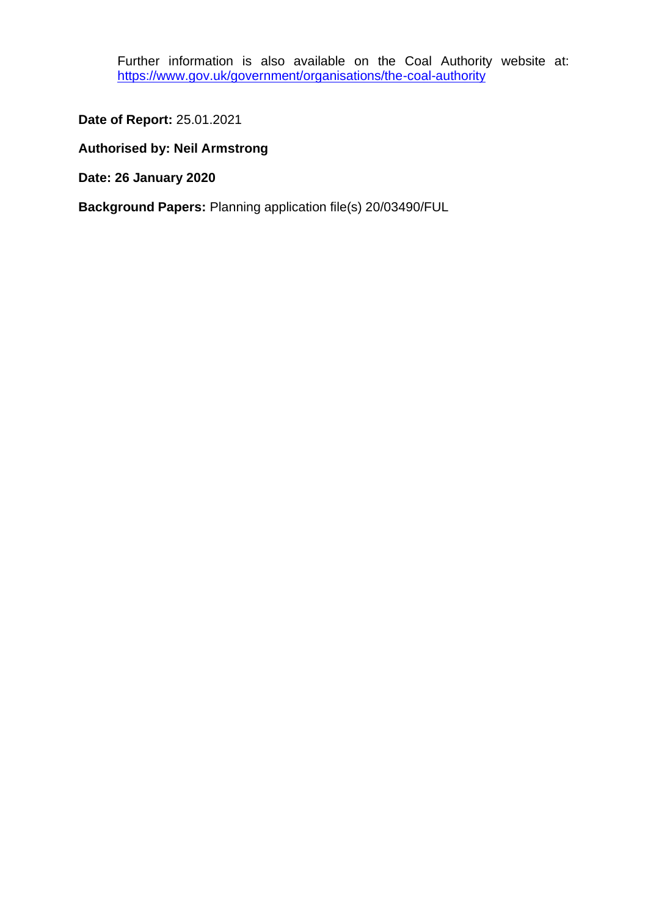Further information is also available on the Coal Authority website at: https://www.gov.uk/government/organisations/the-coal-authority

**Date of Report:** 25.01.2021

**Authorised by: Neil Armstrong**

**Date: 26 January 2020**

**Background Papers:** Planning application file(s) 20/03490/FUL